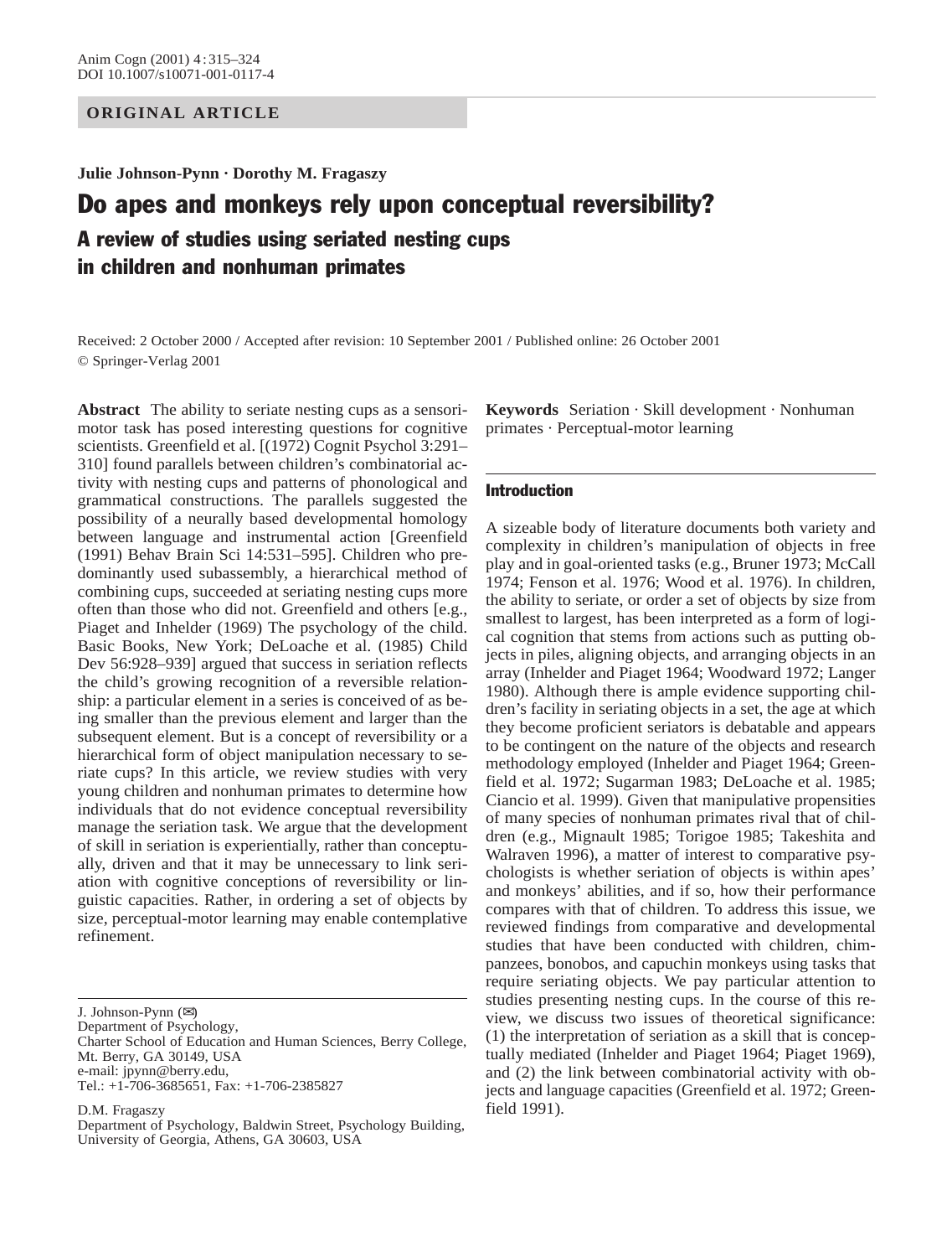ORIGINAL ARTICLE

**Julie Johnson-Pynn · Dorothy M. Fragaszy**

# Do apes and monkeys rely upon conceptual reversibility?

## A review of studies using seriated nesting cups in children and nonhuman primates

Received: 2 October 2000 / Accepted after revision: 10 September 2001 / Published online: 26 October 2001
© Springer-Verlag 2001

**Abstract** The ability to seriate nesting cups as a sensorimotor task has posed interesting questions for cognitive scientists. Greenfield et al. [(1972) Cognit Psychol 3:291–310] found parallels between children's combinatorial activity with nesting cups and patterns of phonological and grammatical constructions. The parallels suggested the possibility of a neurally based developmental homology between language and instrumental action [Greenfield (1991) Behav Brain Sci 14:531–595]. Children who predominantly used subassembly, a hierarchical method of combining cups, succeeded at seriating nesting cups more often than those who did not. Greenfield and others [e.g., Piaget and Inhelder (1969) The psychology of the child. Basic Books, New York; DeLoache et al. (1985) Child Dev 56:928–939] argued that success in seriation reflects the child's growing recognition of a reversible relationship: a particular element in a series is conceived of as being smaller than the previous element and larger than the subsequent element. But is a concept of reversibility or a hierarchical form of object manipulation necessary to seriate cups? In this article, we review studies with very young children and nonhuman primates to determine how individuals that do not evidence conceptual reversibility manage the seriation task. We argue that the development of skill in seriation is experientially, rather than conceptually, driven and that it may be unnecessary to link seriation with cognitive conceptions of reversibility or linguistic capacities. Rather, in ordering a set of objects by size, perceptual-motor learning may enable contemplative refinement.

**Keywords** Seriation · Skill development · Nonhuman primates · Perceptual-motor learning

J. Johnson-Pynn (✉)
Department of Psychology,
Charter School of Education and Human Sciences, Berry College,
Mt. Berry, GA 30149, USA
e-mail: jpynn@berry.edu,
Tel.: +1-706-3685651, Fax: +1-706-2385827

D.M. Fragaszy
Department of Psychology, Baldwin Street, Psychology Building,
University of Georgia, Athens, GA 30603, USA

## Introduction

A sizeable body of literature documents both variety and complexity in children's manipulation of objects in free play and in goal-oriented tasks (e.g., Bruner 1973; McCall 1974; Fenson et al. 1976; Wood et al. 1976). In children, the ability to seriate, or order a set of objects by size from smallest to largest, has been interpreted as a form of logical cognition that stems from actions such as putting objects in piles, aligning objects, and arranging objects in an array (Inhelder and Piaget 1964; Woodward 1972; Langer 1980). Although there is ample evidence supporting children's facility in seriating objects in a set, the age at which they become proficient seriators is debatable and appears to be contingent on the nature of the objects and research methodology employed (Inhelder and Piaget 1964; Greenfield et al. 1972; Sugarman 1983; DeLoache et al. 1985; Ciancio et al. 1999). Given that manipulative propensities of many species of nonhuman primates rival that of children (e.g., Mignault 1985; Torigoe 1985; Takeshita and Walraven 1996), a matter of interest to comparative psychologists is whether seriation of objects is within apes' and monkeys' abilities, and if so, how their performance compares with that of children. To address this issue, we reviewed findings from comparative and developmental studies that have been conducted with children, chimpanzees, bonobos, and capuchin monkeys using tasks that require seriating objects. We pay particular attention to studies presenting nesting cups. In the course of this review, we discuss two issues of theoretical significance: (1) the interpretation of seriation as a skill that is conceptually mediated (Inhelder and Piaget 1964; Piaget 1969), and (2) the link between combinatorial activity with objects and language capacities (Greenfield et al. 1972; Greenfield 1991).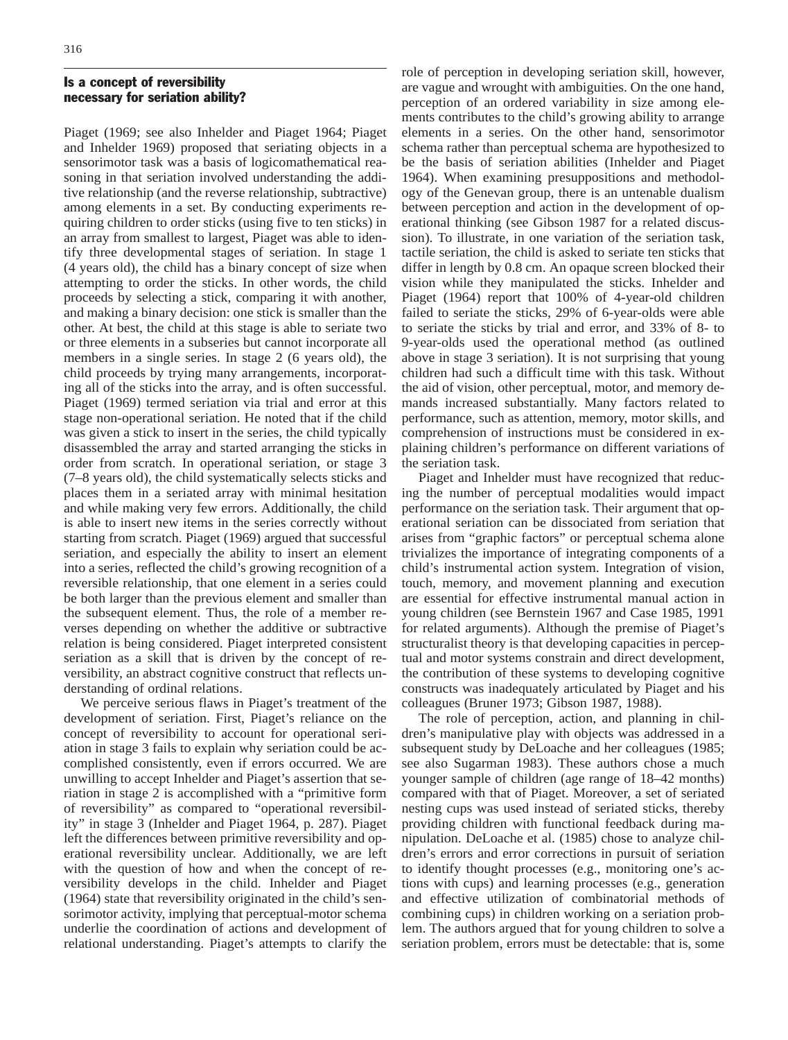## Is a concept of reversibility necessary for seriation ability?

Piaget (1969; see also Inhelder and Piaget 1964; Piaget and Inhelder 1969) proposed that seriating objects in a sensorimotor task was a basis of logicomathematical reasoning in that seriation involved understanding the additive relationship (and the reverse relationship, subtractive) among elements in a set. By conducting experiments requiring children to order sticks (using five to ten sticks) in an array from smallest to largest, Piaget was able to identify three developmental stages of seriation. In stage 1 (4 years old), the child has a binary concept of size when attempting to order the sticks. In other words, the child proceeds by selecting a stick, comparing it with another, and making a binary decision: one stick is smaller than the other. At best, the child at this stage is able to seriate two or three elements in a subseries but cannot incorporate all members in a single series. In stage 2 (6 years old), the child proceeds by trying many arrangements, incorporating all of the sticks into the array, and is often successful. Piaget (1969) termed seriation via trial and error at this stage non-operational seriation. He noted that if the child was given a stick to insert in the series, the child typically disassembled the array and started arranging the sticks in order from scratch. In operational seriation, or stage 3 (7–8 years old), the child systematically selects sticks and places them in a seriated array with minimal hesitation and while making very few errors. Additionally, the child is able to insert new items in the series correctly without starting from scratch. Piaget (1969) argued that successful seriation, and especially the ability to insert an element into a series, reflected the child's growing recognition of a reversible relationship, that one element in a series could be both larger than the previous element and smaller than the subsequent element. Thus, the role of a member reverses depending on whether the additive or subtractive relation is being considered. Piaget interpreted consistent seriation as a skill that is driven by the concept of reversibility, an abstract cognitive construct that reflects understanding of ordinal relations.

We perceive serious flaws in Piaget's treatment of the development of seriation. First, Piaget's reliance on the concept of reversibility to account for operational seriation in stage 3 fails to explain why seriation could be accomplished consistently, even if errors occurred. We are unwilling to accept Inhelder and Piaget's assertion that seriation in stage 2 is accomplished with a "primitive form of reversibility" as compared to "operational reversibility" in stage 3 (Inhelder and Piaget 1964, p. 287). Piaget left the differences between primitive reversibility and operational reversibility unclear. Additionally, we are left with the question of how and when the concept of reversibility develops in the child. Inhelder and Piaget (1964) state that reversibility originated in the child's sensorimotor activity, implying that perceptual-motor schema underlie the coordination of actions and development of relational understanding. Piaget's attempts to clarify the role of perception in developing seriation skill, however, are vague and wrought with ambiguities. On the one hand, perception of an ordered variability in size among elements contributes to the child's growing ability to arrange elements in a series. On the other hand, sensorimotor schema rather than perceptual schema are hypothesized to be the basis of seriation abilities (Inhelder and Piaget 1964). When examining presuppositions and methodology of the Genevan group, there is an untenable dualism between perception and action in the development of operational thinking (see Gibson 1987 for a related discussion). To illustrate, in one variation of the seriation task, tactile seriation, the child is asked to seriate ten sticks that differ in length by 0.8 cm. An opaque screen blocked their vision while they manipulated the sticks. Inhelder and Piaget (1964) report that 100% of 4-year-old children failed to seriate the sticks, 29% of 6-year-olds were able to seriate the sticks by trial and error, and 33% of 8- to 9-year-olds used the operational method (as outlined above in stage 3 seriation). It is not surprising that young children had such a difficult time with this task. Without the aid of vision, other perceptual, motor, and memory demands increased substantially. Many factors related to performance, such as attention, memory, motor skills, and comprehension of instructions must be considered in explaining children's performance on different variations of the seriation task.

Piaget and Inhelder must have recognized that reducing the number of perceptual modalities would impact performance on the seriation task. Their argument that operational seriation can be dissociated from seriation that arises from "graphic factors" or perceptual schema alone trivializes the importance of integrating components of a child's instrumental action system. Integration of vision, touch, memory, and movement planning and execution are essential for effective instrumental manual action in young children (see Bernstein 1967 and Case 1985, 1991 for related arguments). Although the premise of Piaget's structuralist theory is that developing capacities in perceptual and motor systems constrain and direct development, the contribution of these systems to developing cognitive constructs was inadequately articulated by Piaget and his colleagues (Bruner 1973; Gibson 1987, 1988).

The role of perception, action, and planning in children's manipulative play with objects was addressed in a subsequent study by DeLoache and her colleagues (1985; see also Sugarman 1983). These authors chose a much younger sample of children (age range of 18–42 months) compared with that of Piaget. Moreover, a set of seriated nesting cups was used instead of seriated sticks, thereby providing children with functional feedback during manipulation. DeLoache et al. (1985) chose to analyze children's errors and error corrections in pursuit of seriation to identify thought processes (e.g., monitoring one's actions with cups) and learning processes (e.g., generation and effective utilization of combinatorial methods of combining cups) in children working on a seriation problem. The authors argued that for young children to solve a seriation problem, errors must be detectable: that is, some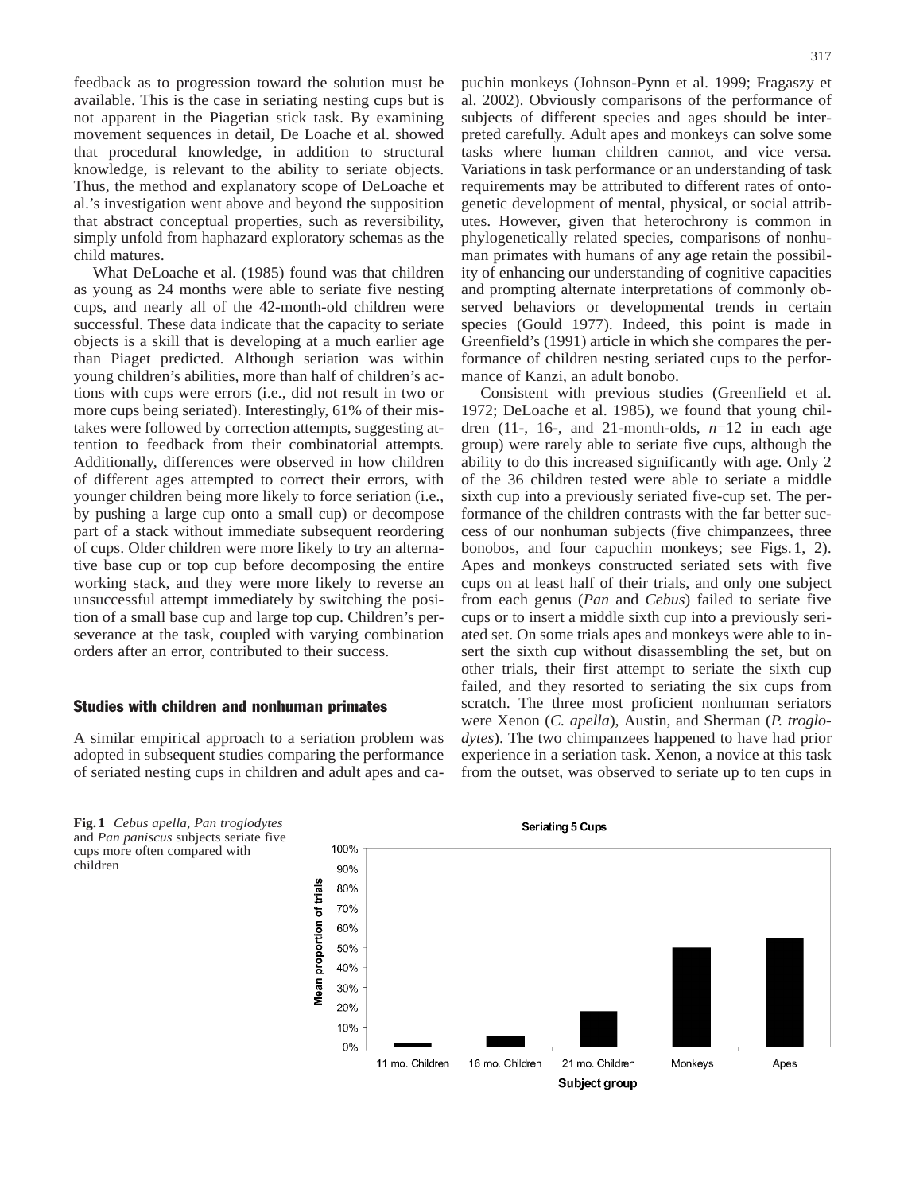feedback as to progression toward the solution must be available. This is the case in seriating nesting cups but is not apparent in the Piagetian stick task. By examining movement sequences in detail, De Loache et al. showed that procedural knowledge, in addition to structural knowledge, is relevant to the ability to seriate objects. Thus, the method and explanatory scope of DeLoache et al.'s investigation went above and beyond the supposition that abstract conceptual properties, such as reversibility, simply unfold from haphazard exploratory schemas as the child matures.

What DeLoache et al. (1985) found was that children as young as 24 months were able to seriate five nesting cups, and nearly all of the 42-month-old children were successful. These data indicate that the capacity to seriate objects is a skill that is developing at a much earlier age than Piaget predicted. Although seriation was within young children's abilities, more than half of children's actions with cups were errors (i.e., did not result in two or more cups being seriated). Interestingly, 61% of their mistakes were followed by correction attempts, suggesting attention to feedback from their combinatorial attempts. Additionally, differences were observed in how children of different ages attempted to correct their errors, with younger children being more likely to force seriation (i.e., by pushing a large cup onto a small cup) or decompose part of a stack without immediate subsequent reordering of cups. Older children were more likely to try an alternative base cup or top cup before decomposing the entire working stack, and they were more likely to reverse an unsuccessful attempt immediately by switching the position of a small base cup and large top cup. Children's perseverance at the task, coupled with varying combination orders after an error, contributed to their success.

## Studies with children and nonhuman primates

A similar empirical approach to a seriation problem was adopted in subsequent studies comparing the performance of seriated nesting cups in children and adult apes and capuchin monkeys (Johnson-Pynn et al. 1999; Fragaszy et al. 2002). Obviously comparisons of the performance of subjects of different species and ages should be interpreted carefully. Adult apes and monkeys can solve some tasks where human children cannot, and vice versa. Variations in task performance or an understanding of task requirements may be attributed to different rates of ontogenetic development of mental, physical, or social attributes. However, given that heterochrony is common in phylogenetically related species, comparisons of nonhuman primates with humans of any age retain the possibility of enhancing our understanding of cognitive capacities and prompting alternate interpretations of commonly observed behaviors or developmental trends in certain species (Gould 1977). Indeed, this point is made in Greenfield's (1991) article in which she compares the performance of children nesting seriated cups to the performance of Kanzi, an adult bonobo.

Consistent with previous studies (Greenfield et al. 1972; DeLoache et al. 1985), we found that young children (11-, 16-, and 21-month-olds, $n$=12 in each age group) were rarely able to seriate five cups, although the ability to do this increased significantly with age. Only 2 of the 36 children tested were able to seriate a middle sixth cup into a previously seriated five-cup set. The performance of the children contrasts with the far better success of our nonhuman subjects (five chimpanzees, three bonobos, and four capuchin monkeys; see Figs. 1, 2). Apes and monkeys constructed seriated sets with five cups on at least half of their trials, and only one subject from each genus (*Pan* and *Cebus*) failed to seriate five cups or to insert a middle sixth cup into a previously seriated set. On some trials apes and monkeys were able to insert the sixth cup without disassembling the set, but on other trials, their first attempt to seriate the sixth cup failed, and they resorted to seriating the six cups from scratch. The three most proficient nonhuman seriators were Xenon (*C. apella*), Austin, and Sherman (*P. troglodytes*). The two chimpanzees happened to have had prior experience in a seriation task. Xenon, a novice at this task from the outset, was observed to seriate up to ten cups in

**Fig. 1** *Cebus apella*, *Pan troglodytes* and *Pan paniscus* subjects seriate five cups more often compared with children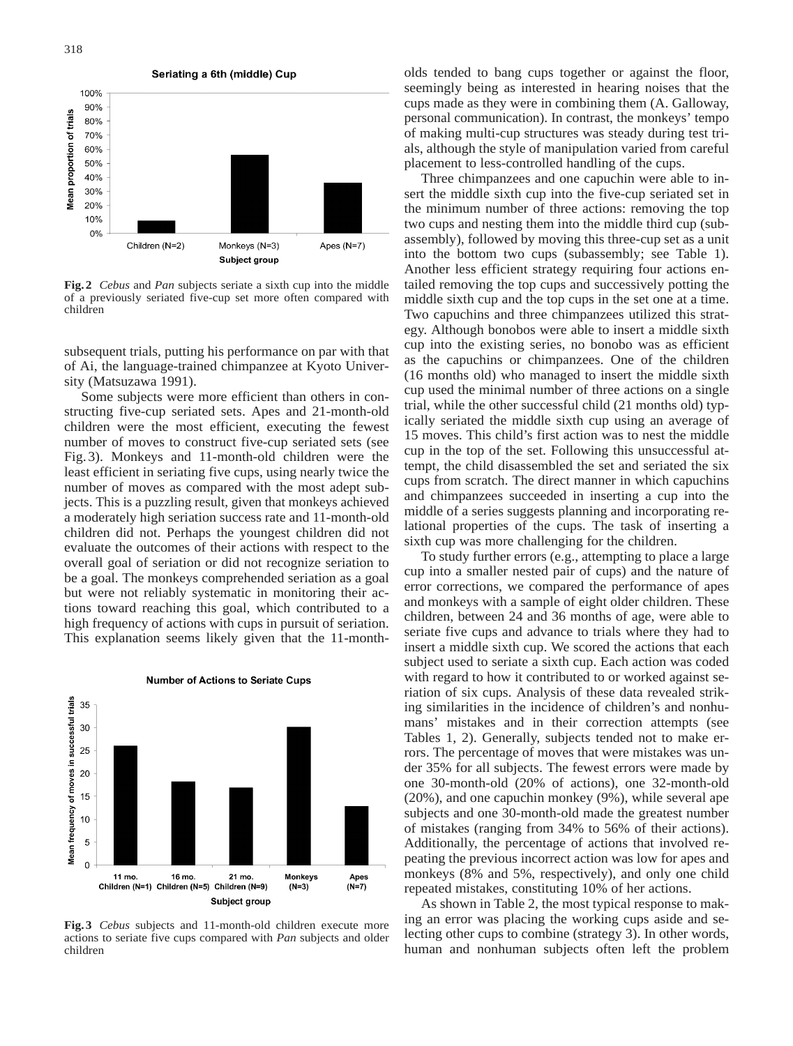**Fig. 2** *Cebus* and *Pan* subjects seriate a sixth cup into the middle of a previously seriated five-cup set more often compared with children

subsequent trials, putting his performance on par with that of Ai, the language-trained chimpanzee at Kyoto University (Matsuzawa 1991).

Some subjects were more efficient than others in constructing five-cup seriated sets. Apes and 21-month-old children were the most efficient, executing the fewest number of moves to construct five-cup seriated sets (see Fig. 3). Monkeys and 11-month-old children were the least efficient in seriating five cups, using nearly twice the number of moves as compared with the most adept subjects. This is a puzzling result, given that monkeys achieved a moderately high seriation success rate and 11-month-old children did not. Perhaps the youngest children did not evaluate the outcomes of their actions with respect to the overall goal of seriation or did not recognize seriation to be a goal. The monkeys comprehended seriation as a goal but were not reliably systematic in monitoring their actions toward reaching this goal, which contributed to a high frequency of actions with cups in pursuit of seriation. This explanation seems likely given that the 11-month-olds tended to bang cups together or against the floor, seemingly being as interested in hearing noises that the cups made as they were in combining them (A. Galloway, personal communication). In contrast, the monkeys' tempo of making multi-cup structures was steady during test trials, although the style of manipulation varied from careful placement to less-controlled handling of the cups.

**Fig. 3** *Cebus* subjects and 11-month-old children execute more actions to seriate five cups compared with *Pan* subjects and older children

Three chimpanzees and one capuchin were able to insert the middle sixth cup into the five-cup seriated set in the minimum number of three actions: removing the top two cups and nesting them into the middle third cup (subassembly), followed by moving this three-cup set as a unit into the bottom two cups (subassembly; see Table 1). Another less efficient strategy requiring four actions entailed removing the top cups and successively potting the middle sixth cup and the top cups in the set one at a time. Two capuchins and three chimpanzees utilized this strategy. Although bonobos were able to insert a middle sixth cup into the existing series, no bonobo was as efficient as the capuchins or chimpanzees. One of the children (16 months old) who managed to insert the middle sixth cup used the minimal number of three actions on a single trial, while the other successful child (21 months old) typically seriated the middle sixth cup using an average of 15 moves. This child's first action was to nest the middle cup in the top of the set. Following this unsuccessful attempt, the child disassembled the set and seriated the six cups from scratch. The direct manner in which capuchins and chimpanzees succeeded in inserting a cup into the middle of a series suggests planning and incorporating relational properties of the cups. The task of inserting a sixth cup was more challenging for the children.

To study further errors (e.g., attempting to place a large cup into a smaller nested pair of cups) and the nature of error corrections, we compared the performance of apes and monkeys with a sample of eight older children. These children, between 24 and 36 months of age, were able to seriate five cups and advance to trials where they had to insert a middle sixth cup. We scored the actions that each subject used to seriate a sixth cup. Each action was coded with regard to how it contributed to or worked against seriation of six cups. Analysis of these data revealed striking similarities in the incidence of children's and nonhumans' mistakes and in their correction attempts (see Tables 1, 2). Generally, subjects tended not to make errors. The percentage of moves that were mistakes was under 35% for all subjects. The fewest errors were made by one 30-month-old (20% of actions), one 32-month-old (20%), and one capuchin monkey (9%), while several ape subjects and one 30-month-old made the greatest number of mistakes (ranging from 34% to 56% of their actions). Additionally, the percentage of actions that involved repeating the previous incorrect action was low for apes and monkeys (8% and 5%, respectively), and only one child repeated mistakes, constituting 10% of her actions.

As shown in Table 2, the most typical response to making an error was placing the working cups aside and selecting other cups to combine (strategy 3). In other words, human and nonhuman subjects often left the problem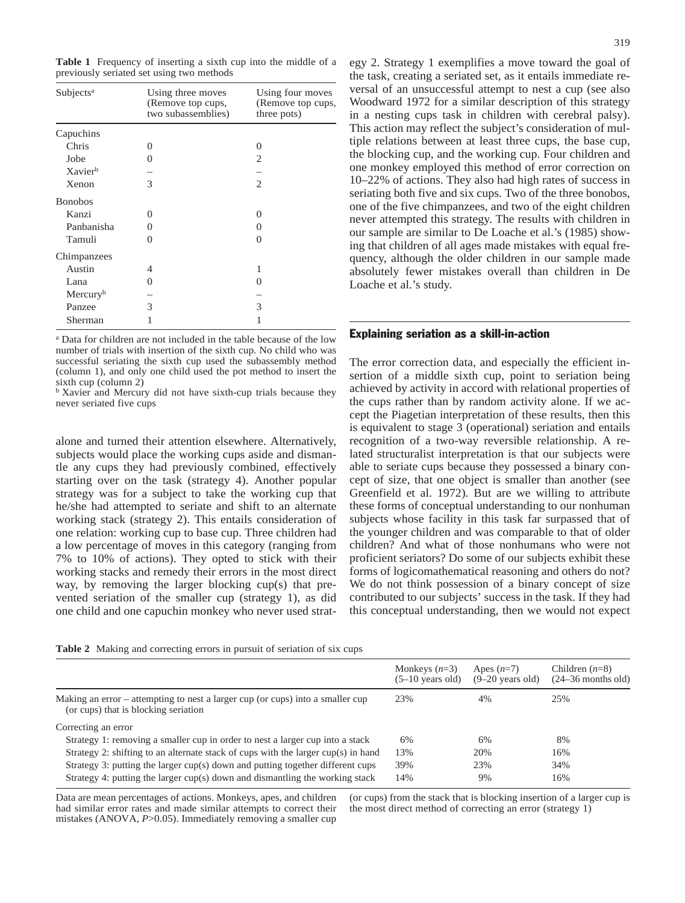**Table 1** Frequency of inserting a sixth cup into the middle of a previously seriated set using two methods

| Subjects[a] | Using three moves (Remove top cups, two subassemblies) | Using four moves (Remove top cups, three pots) |
|---|---|---|
| Capuchins | | |
| Chris | 0 | 0 |
| Jobe | 0 | 2 |
| Xavier[b] | – | – |
| Xenon | 3 | 2 |
| Bonobos | | |
| Kanzi | 0 | 0 |
| Panbanisha | 0 | 0 |
| Tamuli | 0 | 0 |
| Chimpanzees | | |
| Austin | 4 | 1 |
| Lana | 0 | 0 |
| Mercury[b] | – | – |
| Panzee | 3 | 3 |
| Sherman | 1 | 1 |

[a] Data for children are not included in the table because of the low number of trials with insertion of the sixth cup. No child who was successful seriating the sixth cup used the subassembly method (column 1), and only one child used the pot method to insert the sixth cup (column 2)

[b] Xavier and Mercury did not have sixth-cup trials because they never seriated five cups

alone and turned their attention elsewhere. Alternatively, subjects would place the working cups aside and dismantle any cups they had previously combined, effectively starting over on the task (strategy 4). Another popular strategy was for a subject to take the working cup that he/she had attempted to seriate and shift to an alternate working stack (strategy 2). This entails consideration of one relation: working cup to base cup. Three children had a low percentage of moves in this category (ranging from 7% to 10% of actions). They opted to stick with their working stacks and remedy their errors in the most direct way, by removing the larger blocking cup(s) that prevented seriation of the smaller cup (strategy 1), as did one child and one capuchin monkey who never used strategy 2. Strategy 1 exemplifies a move toward the goal of the task, creating a seriated set, as it entails immediate reversal of an unsuccessful attempt to nest a cup (see also Woodward 1972 for a similar description of this strategy in a nesting cups task in children with cerebral palsy). This action may reflect the subject's consideration of multiple relations between at least three cups, the base cup, the blocking cup, and the working cup. Four children and one monkey employed this method of error correction on 10–22% of actions. They also had high rates of success in seriating both five and six cups. Two of the three bonobos, one of the five chimpanzees, and two of the eight children never attempted this strategy. The results with children in our sample are similar to De Loache et al.'s (1985) showing that children of all ages made mistakes with equal frequency, although the older children in our sample made absolutely fewer mistakes overall than children in De Loache et al.'s study.

## Explaining seriation as a skill-in-action

The error correction data, and especially the efficient insertion of a middle sixth cup, point to seriation being achieved by activity in accord with relational properties of the cups rather than by random activity alone. If we accept the Piagetian interpretation of these results, then this is equivalent to stage 3 (operational) seriation and entails recognition of a two-way reversible relationship. A related structuralist interpretation is that our subjects were able to seriate cups because they possessed a binary concept of size, that one object is smaller than another (see Greenfield et al. 1972). But are we willing to attribute these forms of conceptual understanding to our nonhuman subjects whose facility in this task far surpassed that of the younger children and was comparable to that of older children? And what of those nonhumans who were not proficient seriators? Do some of our subjects exhibit these forms of logicomathematical reasoning and others do not? We do not think possession of a binary concept of size contributed to our subjects' success in the task. If they had this conceptual understanding, then we would not expect

**Table 2** Making and correcting errors in pursuit of seriation of six cups

| | Monkeys ($n$=3) (5–10 years old) | Apes ($n$=7) (9–20 years old) | Children ($n$=8) (24–36 months old) |
|---|---|---|---|
| Making an error – attempting to nest a larger cup (or cups) into a smaller cup (or cups) that is blocking seriation | 23% | 4% | 25% |
| Correcting an error | | | |
| Strategy 1: removing a smaller cup in order to nest a larger cup into a stack | 6% | 6% | 8% |
| Strategy 2: shifting to an alternate stack of cups with the larger cup(s) in hand | 13% | 20% | 16% |
| Strategy 3: putting the larger cup(s) down and putting together different cups | 39% | 23% | 34% |
| Strategy 4: putting the larger cup(s) down and dismantling the working stack | 14% | 9% | 16% |

Data are mean percentages of actions. Monkeys, apes, and children had similar error rates and made similar attempts to correct their mistakes (ANOVA, $P$>0.05). Immediately removing a smaller cup (or cups) from the stack that is blocking insertion of a larger cup is the most direct method of correcting an error (strategy 1)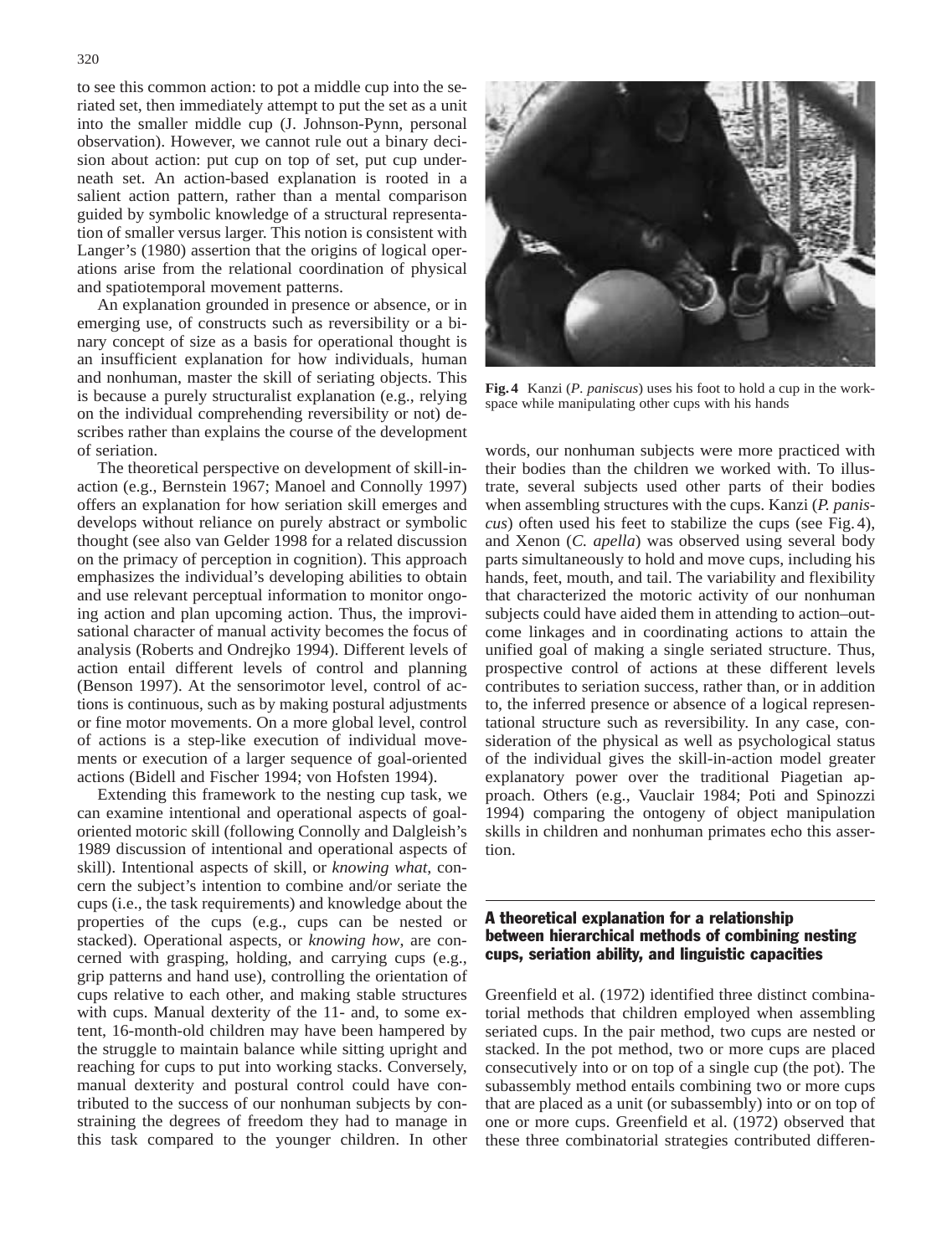to see this common action: to pot a middle cup into the seriated set, then immediately attempt to put the set as a unit into the smaller middle cup (J. Johnson-Pynn, personal observation). However, we cannot rule out a binary decision about action: put cup on top of set, put cup underneath set. An action-based explanation is rooted in a salient action pattern, rather than a mental comparison guided by symbolic knowledge of a structural representation of smaller versus larger. This notion is consistent with Langer's (1980) assertion that the origins of logical operations arise from the relational coordination of physical and spatiotemporal movement patterns.

An explanation grounded in presence or absence, or in emerging use, of constructs such as reversibility or a binary concept of size as a basis for operational thought is an insufficient explanation for how individuals, human and nonhuman, master the skill of seriating objects. This is because a purely structuralist explanation (e.g., relying on the individual comprehending reversibility or not) describes rather than explains the course of the development of seriation.

The theoretical perspective on development of skill-in-action (e.g., Bernstein 1967; Manoel and Connolly 1997) offers an explanation for how seriation skill emerges and develops without reliance on purely abstract or symbolic thought (see also van Gelder 1998 for a related discussion on the primacy of perception in cognition). This approach emphasizes the individual's developing abilities to obtain and use relevant perceptual information to monitor ongoing action and plan upcoming action. Thus, the improvisational character of manual activity becomes the focus of analysis (Roberts and Ondrejko 1994). Different levels of action entail different levels of control and planning (Benson 1997). At the sensorimotor level, control of actions is continuous, such as by making postural adjustments or fine motor movements. On a more global level, control of actions is a step-like execution of individual movements or execution of a larger sequence of goal-oriented actions (Bidell and Fischer 1994; von Hofsten 1994).

Extending this framework to the nesting cup task, we can examine intentional and operational aspects of goal-oriented motoric skill (following Connolly and Dalgleish's 1989 discussion of intentional and operational aspects of skill). Intentional aspects of skill, or *knowing what*, concern the subject's intention to combine and/or seriate the cups (i.e., the task requirements) and knowledge about the properties of the cups (e.g., cups can be nested or stacked). Operational aspects, or *knowing how*, are concerned with grasping, holding, and carrying cups (e.g., grip patterns and hand use), controlling the orientation of cups relative to each other, and making stable structures with cups. Manual dexterity of the 11- and, to some extent, 16-month-old children may have been hampered by the struggle to maintain balance while sitting upright and reaching for cups to put into working stacks. Conversely, manual dexterity and postural control could have contributed to the success of our nonhuman subjects by constraining the degrees of freedom they had to manage in this task compared to the younger children. In other words, our nonhuman subjects were more practiced with their bodies than the children we worked with. To illustrate, several subjects used other parts of their bodies when assembling structures with the cups. Kanzi (*P. paniscus*) often used his feet to stabilize the cups (see Fig. 4), and Xenon (*C. apella*) was observed using several body parts simultaneously to hold and move cups, including his hands, feet, mouth, and tail. The variability and flexibility that characterized the motoric activity of our nonhuman subjects could have aided them in attending to action–outcome linkages and in coordinating actions to attain the unified goal of making a single seriated structure. Thus, prospective control of actions at these different levels contributes to seriation success, rather than, or in addition to, the inferred presence or absence of a logical representational structure such as reversibility. In any case, consideration of the physical as well as psychological status of the individual gives the skill-in-action model greater explanatory power over the traditional Piagetian approach. Others (e.g., Vauclair 1984; Poti and Spinozzi 1994) comparing the ontogeny of object manipulation skills in children and nonhuman primates echo this assertion.

**Fig. 4** Kanzi (*P. paniscus*) uses his foot to hold a cup in the workspace while manipulating other cups with his hands

## A theoretical explanation for a relationship between hierarchical methods of combining nesting cups, seriation ability, and linguistic capacities

Greenfield et al. (1972) identified three distinct combinatorial methods that children employed when assembling seriated cups. In the pair method, two cups are nested or stacked. In the pot method, two or more cups are placed consecutively into or on top of a single cup (the pot). The subassembly method entails combining two or more cups that are placed as a unit (or subassembly) into or on top of one or more cups. Greenfield et al. (1972) observed that these three combinatorial strategies contributed differen-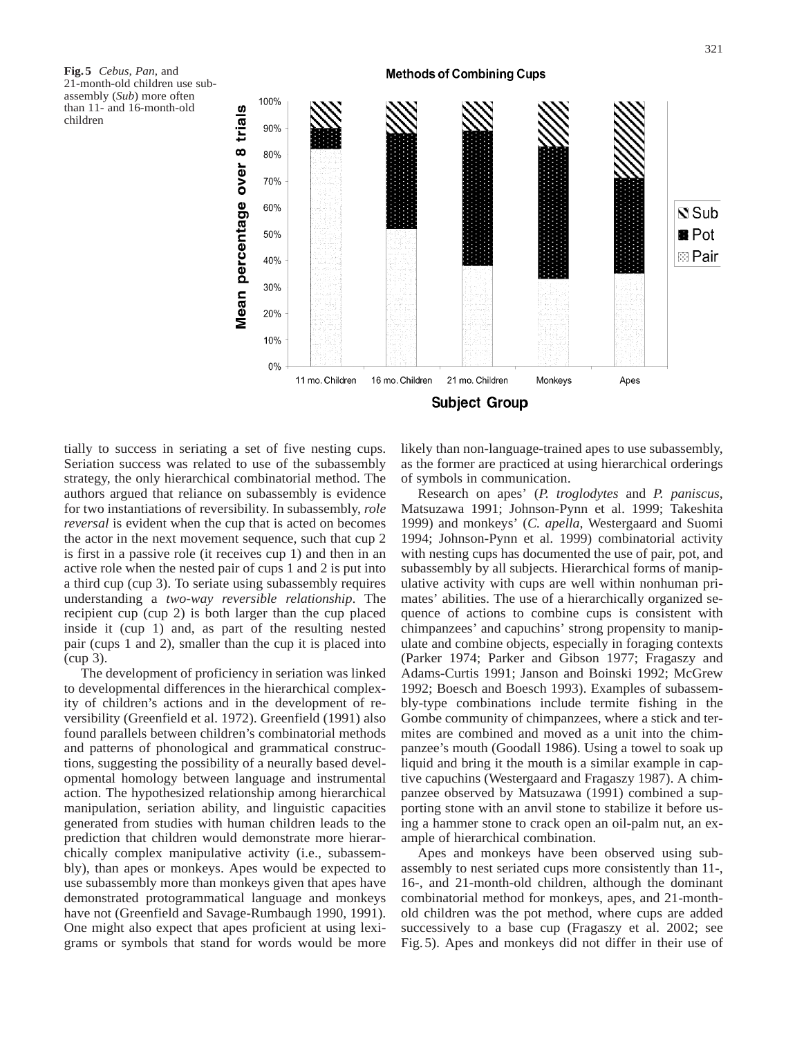**Fig. 5** *Cebus*, *Pan*, and 21-month-old children use subassembly (*Sub*) more often than 11- and 16-month-old children

tially to success in seriating a set of five nesting cups. Seriation success was related to use of the subassembly strategy, the only hierarchical combinatorial method. The authors argued that reliance on subassembly is evidence for two instantiations of reversibility. In subassembly, *role reversal* is evident when the cup that is acted on becomes the actor in the next movement sequence, such that cup 2 is first in a passive role (it receives cup 1) and then in an active role when the nested pair of cups 1 and 2 is put into a third cup (cup 3). To seriate using subassembly requires understanding a *two-way reversible relationship*. The recipient cup (cup 2) is both larger than the cup placed inside it (cup 1) and, as part of the resulting nested pair (cups 1 and 2), smaller than the cup it is placed into (cup 3).

The development of proficiency in seriation was linked to developmental differences in the hierarchical complexity of children's actions and in the development of reversibility (Greenfield et al. 1972). Greenfield (1991) also found parallels between children's combinatorial methods and patterns of phonological and grammatical constructions, suggesting the possibility of a neurally based developmental homology between language and instrumental action. The hypothesized relationship among hierarchical manipulation, seriation ability, and linguistic capacities generated from studies with human children leads to the prediction that children would demonstrate more hierarchically complex manipulative activity (i.e., subassembly), than apes or monkeys. Apes would be expected to use subassembly more than monkeys given that apes have demonstrated protogrammatical language and monkeys have not (Greenfield and Savage-Rumbaugh 1990, 1991). One might also expect that apes proficient at using lexigrams or symbols that stand for words would be more likely than non-language-trained apes to use subassembly, as the former are practiced at using hierarchical orderings of symbols in communication.

Research on apes' (*P. troglodytes* and *P. paniscus*, Matsuzawa 1991; Johnson-Pynn et al. 1999; Takeshita 1999) and monkeys' (*C. apella*, Westergaard and Suomi 1994; Johnson-Pynn et al. 1999) combinatorial activity with nesting cups has documented the use of pair, pot, and subassembly by all subjects. Hierarchical forms of manipulative activity with cups are well within nonhuman primates' abilities. The use of a hierarchically organized sequence of actions to combine cups is consistent with chimpanzees' and capuchins' strong propensity to manipulate and combine objects, especially in foraging contexts (Parker 1974; Parker and Gibson 1977; Fragaszy and Adams-Curtis 1991; Janson and Boinski 1992; McGrew 1992; Boesch and Boesch 1993). Examples of subassembly-type combinations include termite fishing in the Gombe community of chimpanzees, where a stick and termites are combined and moved as a unit into the chimpanzee's mouth (Goodall 1986). Using a towel to soak up liquid and bring it the mouth is a similar example in captive capuchins (Westergaard and Fragaszy 1987). A chimpanzee observed by Matsuzawa (1991) combined a supporting stone with an anvil stone to stabilize it before using a hammer stone to crack open an oil-palm nut, an example of hierarchical combination.

Apes and monkeys have been observed using subassembly to nest seriated cups more consistently than 11-, 16-, and 21-month-old children, although the dominant combinatorial method for monkeys, apes, and 21-month-old children was the pot method, where cups are added successively to a base cup (Fragaszy et al. 2002; see Fig. 5). Apes and monkeys did not differ in their use of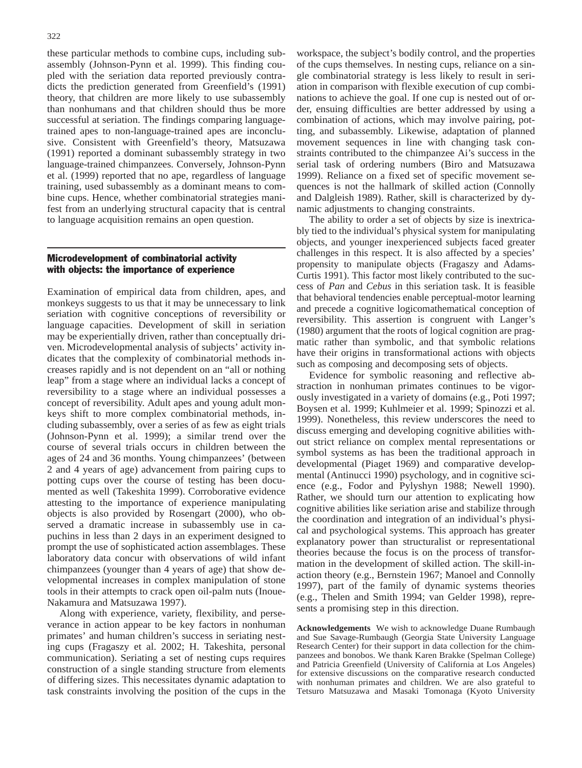these particular methods to combine cups, including subassembly (Johnson-Pynn et al. 1999). This finding coupled with the seriation data reported previously contradicts the prediction generated from Greenfield's (1991) theory, that children are more likely to use subassembly than nonhumans and that children should thus be more successful at seriation. The findings comparing language-trained apes to non-language-trained apes are inconclusive. Consistent with Greenfield's theory, Matsuzawa (1991) reported a dominant subassembly strategy in two language-trained chimpanzees. Conversely, Johnson-Pynn et al. (1999) reported that no ape, regardless of language training, used subassembly as a dominant means to combine cups. Hence, whether combinatorial strategies manifest from an underlying structural capacity that is central to language acquisition remains an open question.

## Microdevelopment of combinatorial activity with objects: the importance of experience

Examination of empirical data from children, apes, and monkeys suggests to us that it may be unnecessary to link seriation with cognitive conceptions of reversibility or language capacities. Development of skill in seriation may be experientially driven, rather than conceptually driven. Microdevelopmental analysis of subjects' activity indicates that the complexity of combinatorial methods increases rapidly and is not dependent on an "all or nothing leap" from a stage where an individual lacks a concept of reversibility to a stage where an individual possesses a concept of reversibility. Adult apes and young adult monkeys shift to more complex combinatorial methods, including subassembly, over a series of as few as eight trials (Johnson-Pynn et al. 1999); a similar trend over the course of several trials occurs in children between the ages of 24 and 36 months. Young chimpanzees' (between 2 and 4 years of age) advancement from pairing cups to potting cups over the course of testing has been documented as well (Takeshita 1999). Corroborative evidence attesting to the importance of experience manipulating objects is also provided by Rosengart (2000), who observed a dramatic increase in subassembly use in capuchins in less than 2 days in an experiment designed to prompt the use of sophisticated action assemblages. These laboratory data concur with observations of wild infant chimpanzees (younger than 4 years of age) that show developmental increases in complex manipulation of stone tools in their attempts to crack open oil-palm nuts (Inoue-Nakamura and Matsuzawa 1997).

Along with experience, variety, flexibility, and perseverance in action appear to be key factors in nonhuman primates' and human children's success in seriating nesting cups (Fragaszy et al. 2002; H. Takeshita, personal communication). Seriating a set of nesting cups requires construction of a single standing structure from elements of differing sizes. This necessitates dynamic adaptation to task constraints involving the position of the cups in the workspace, the subject's bodily control, and the properties of the cups themselves. In nesting cups, reliance on a single combinatorial strategy is less likely to result in seriation in comparison with flexible execution of cup combinations to achieve the goal. If one cup is nested out of order, ensuing difficulties are better addressed by using a combination of actions, which may involve pairing, potting, and subassembly. Likewise, adaptation of planned movement sequences in line with changing task constraints contributed to the chimpanzee Ai's success in the serial task of ordering numbers (Biro and Matsuzawa 1999). Reliance on a fixed set of specific movement sequences is not the hallmark of skilled action (Connolly and Dalgleish 1989). Rather, skill is characterized by dynamic adjustments to changing constraints.

The ability to order a set of objects by size is inextricably tied to the individual's physical system for manipulating objects, and younger inexperienced subjects faced greater challenges in this respect. It is also affected by a species' propensity to manipulate objects (Fragaszy and Adams-Curtis 1991). This factor most likely contributed to the success of *Pan* and *Cebus* in this seriation task. It is feasible that behavioral tendencies enable perceptual-motor learning and precede a cognitive logicomathematical conception of reversibility. This assertion is congruent with Langer's (1980) argument that the roots of logical cognition are pragmatic rather than symbolic, and that symbolic relations have their origins in transformational actions with objects such as composing and decomposing sets of objects.

Evidence for symbolic reasoning and reflective abstraction in nonhuman primates continues to be vigorously investigated in a variety of domains (e.g., Poti 1997; Boysen et al. 1999; Kuhlmeier et al. 1999; Spinozzi et al. 1999). Nonetheless, this review underscores the need to discuss emerging and developing cognitive abilities without strict reliance on complex mental representations or symbol systems as has been the traditional approach in developmental (Piaget 1969) and comparative developmental (Antinucci 1990) psychology, and in cognitive science (e.g., Fodor and Pylyshyn 1988; Newell 1990). Rather, we should turn our attention to explicating how cognitive abilities like seriation arise and stabilize through the coordination and integration of an individual's physical and psychological systems. This approach has greater explanatory power than structuralist or representational theories because the focus is on the process of transformation in the development of skilled action. The skill-in-action theory (e.g., Bernstein 1967; Manoel and Connolly 1997), part of the family of dynamic systems theories (e.g., Thelen and Smith 1994; van Gelder 1998), represents a promising step in this direction.

**Acknowledgements** We wish to acknowledge Duane Rumbaugh and Sue Savage-Rumbaugh (Georgia State University Language Research Center) for their support in data collection for the chimpanzees and bonobos. We thank Karen Brakke (Spelman College) and Patricia Greenfield (University of California at Los Angeles) for extensive discussions on the comparative research conducted with nonhuman primates and children. We are also grateful to Tetsuro Matsuzawa and Masaki Tomonaga (Kyoto University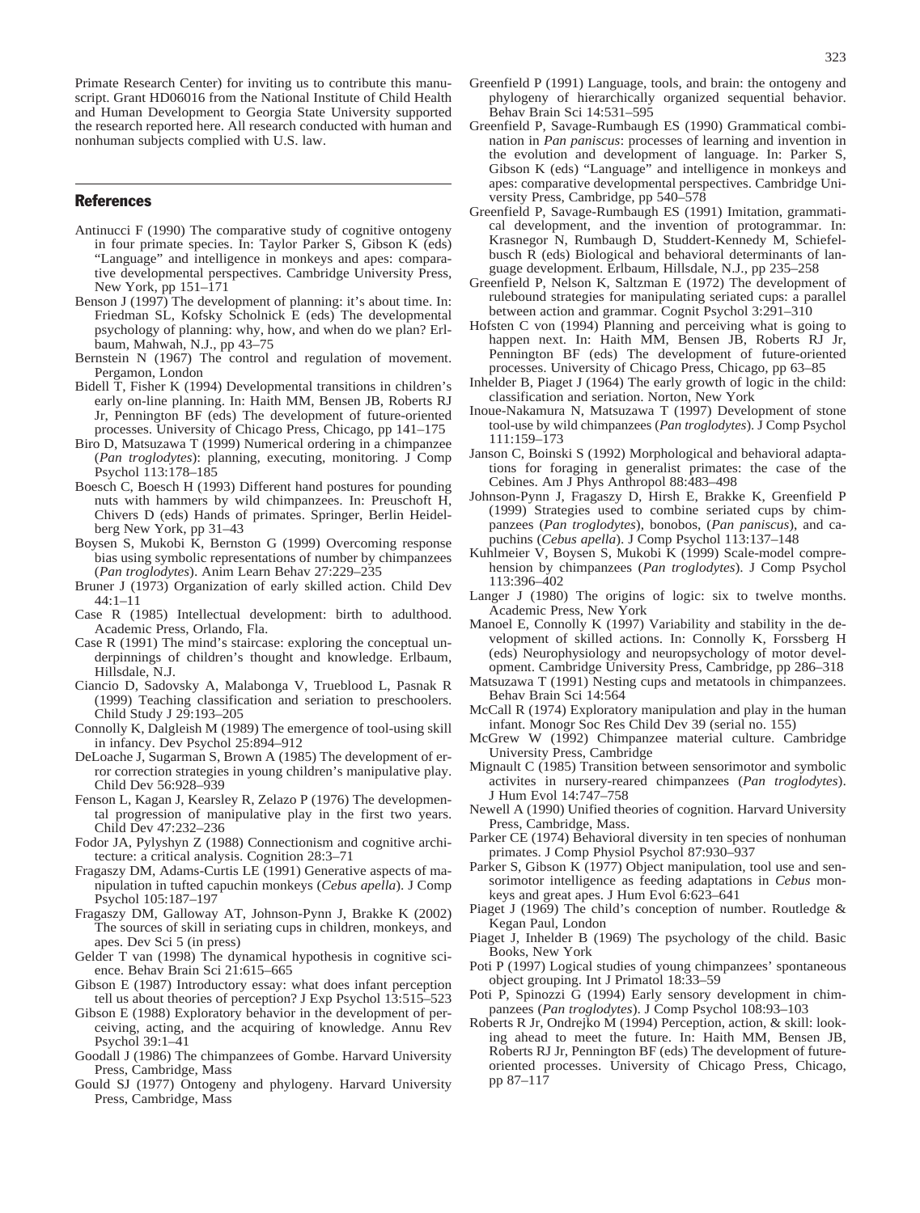Primate Research Center) for inviting us to contribute this manuscript. Grant HD06016 from the National Institute of Child Health and Human Development to Georgia State University supported the research reported here. All research conducted with human and nonhuman subjects complied with U.S. law.

## References

Antinucci F (1990) The comparative study of cognitive ontogeny in four primate species. In: Taylor Parker S, Gibson K (eds) "Language" and intelligence in monkeys and apes: comparative developmental perspectives. Cambridge University Press, New York, pp 151–171

Benson J (1997) The development of planning: it's about time. In: Friedman SL, Kofsky Scholnick E (eds) The developmental psychology of planning: why, how, and when do we plan? Erlbaum, Mahwah, N.J., pp 43–75

Bernstein N (1967) The control and regulation of movement. Pergamon, London

Bidell T, Fisher K (1994) Developmental transitions in children's early on-line planning. In: Haith MM, Bensen JB, Roberts RJ Jr, Pennington BF (eds) The development of future-oriented processes. University of Chicago Press, Chicago, pp 141–175

Biro D, Matsuzawa T (1999) Numerical ordering in a chimpanzee (*Pan troglodytes*): planning, executing, monitoring. J Comp Psychol 113:178–185

Boesch C, Boesch H (1993) Different hand postures for pounding nuts with hammers by wild chimpanzees. In: Preuschoft H, Chivers D (eds) Hands of primates. Springer, Berlin Heidelberg New York, pp 31–43

Boysen S, Mukobi K, Bernston G (1999) Overcoming response bias using symbolic representations of number by chimpanzees (*Pan troglodytes*). Anim Learn Behav 27:229–235

Bruner J (1973) Organization of early skilled action. Child Dev 44:1–11

Case R (1985) Intellectual development: birth to adulthood. Academic Press, Orlando, Fla.

Case R (1991) The mind's staircase: exploring the conceptual underpinnings of children's thought and knowledge. Erlbaum, Hillsdale, N.J.

Ciancio D, Sadovsky A, Malabonga V, Trueblood L, Pasnak R (1999) Teaching classification and seriation to preschoolers. Child Study J 29:193–205

Connolly K, Dalgleish M (1989) The emergence of tool-using skill in infancy. Dev Psychol 25:894–912

DeLoache J, Sugarman S, Brown A (1985) The development of error correction strategies in young children's manipulative play. Child Dev 56:928–939

Fenson L, Kagan J, Kearsley R, Zelazo P (1976) The developmental progression of manipulative play in the first two years. Child Dev 47:232–236

Fodor JA, Pylyshyn Z (1988) Connectionism and cognitive architecture: a critical analysis. Cognition 28:3–71

Fragaszy DM, Adams-Curtis LE (1991) Generative aspects of manipulation in tufted capuchin monkeys (*Cebus apella*). J Comp Psychol 105:187–197

Fragaszy DM, Galloway AT, Johnson-Pynn J, Brakke K (2002) The sources of skill in seriating cups in children, monkeys, and apes. Dev Sci 5 (in press)

Gelder T van (1998) The dynamical hypothesis in cognitive science. Behav Brain Sci 21:615–665

Gibson E (1987) Introductory essay: what does infant perception tell us about theories of perception? J Exp Psychol 13:515–523

Gibson E (1988) Exploratory behavior in the development of perceiving, acting, and the acquiring of knowledge. Annu Rev Psychol 39:1–41

Goodall J (1986) The chimpanzees of Gombe. Harvard University Press, Cambridge, Mass

Gould SJ (1977) Ontogeny and phylogeny. Harvard University Press, Cambridge, Mass

Greenfield P (1991) Language, tools, and brain: the ontogeny and phylogeny of hierarchically organized sequential behavior. Behav Brain Sci 14:531–595

Greenfield P, Savage-Rumbaugh ES (1990) Grammatical combination in *Pan paniscus*: processes of learning and invention in the evolution and development of language. In: Parker S, Gibson K (eds) "Language" and intelligence in monkeys and apes: comparative developmental perspectives. Cambridge University Press, Cambridge, pp 540–578

Greenfield P, Savage-Rumbaugh ES (1991) Imitation, grammatical development, and the invention of protogrammar. In: Krasnegor N, Rumbaugh D, Studdert-Kennedy M, Schiefelbusch R (eds) Biological and behavioral determinants of language development. Erlbaum, Hillsdale, N.J., pp 235–258

Greenfield P, Nelson K, Saltzman E (1972) The development of rulebound strategies for manipulating seriated cups: a parallel between action and grammar. Cognit Psychol 3:291–310

Hofsten C von (1994) Planning and perceiving what is going to happen next. In: Haith MM, Bensen JB, Roberts RJ Jr, Pennington BF (eds) The development of future-oriented processes. University of Chicago Press, Chicago, pp 63–85

Inhelder B, Piaget J (1964) The early growth of logic in the child: classification and seriation. Norton, New York

Inoue-Nakamura N, Matsuzawa T (1997) Development of stone tool-use by wild chimpanzees (*Pan troglodytes*). J Comp Psychol 111:159–173

Janson C, Boinski S (1992) Morphological and behavioral adaptations for foraging in generalist primates: the case of the Cebines. Am J Phys Anthropol 88:483–498

Johnson-Pynn J, Fragaszy D, Hirsh E, Brakke K, Greenfield P (1999) Strategies used to combine seriated cups by chimpanzees (*Pan troglodytes*), bonobos, (*Pan paniscus*), and capuchins (*Cebus apella*). J Comp Psychol 113:137–148

Kuhlmeier V, Boysen S, Mukobi K (1999) Scale-model comprehension by chimpanzees (*Pan troglodytes*). J Comp Psychol 113:396–402

Langer J (1980) The origins of logic: six to twelve months. Academic Press, New York

Manoel E, Connolly K (1997) Variability and stability in the development of skilled actions. In: Connolly K, Forssberg H (eds) Neurophysiology and neuropsychology of motor development. Cambridge University Press, Cambridge, pp 286–318

Matsuzawa T (1991) Nesting cups and metatools in chimpanzees. Behav Brain Sci 14:564

McCall R (1974) Exploratory manipulation and play in the human infant. Monogr Soc Res Child Dev 39 (serial no. 155)

McGrew W (1992) Chimpanzee material culture. Cambridge University Press, Cambridge

Mignault C (1985) Transition between sensorimotor and symbolic activites in nursery-reared chimpanzees (*Pan troglodytes*). J Hum Evol 14:747–758

Newell A (1990) Unified theories of cognition. Harvard University Press, Cambridge, Mass.

Parker CE (1974) Behavioral diversity in ten species of nonhuman primates. J Comp Physiol Psychol 87:930–937

Parker S, Gibson K (1977) Object manipulation, tool use and sensorimotor intelligence as feeding adaptations in *Cebus* monkeys and great apes. J Hum Evol 6:623–641

Piaget J (1969) The child's conception of number. Routledge & Kegan Paul, London

Piaget J, Inhelder B (1969) The psychology of the child. Basic Books, New York

Poti P (1997) Logical studies of young chimpanzees' spontaneous object grouping. Int J Primatol 18:33–59

Poti P, Spinozzi G (1994) Early sensory development in chimpanzees (*Pan troglodytes*). J Comp Psychol 108:93–103

Roberts R Jr, Ondrejko M (1994) Perception, action, & skill: looking ahead to meet the future. In: Haith MM, Bensen JB, Roberts RJ Jr, Pennington BF (eds) The development of future-oriented processes. University of Chicago Press, Chicago, pp 87–117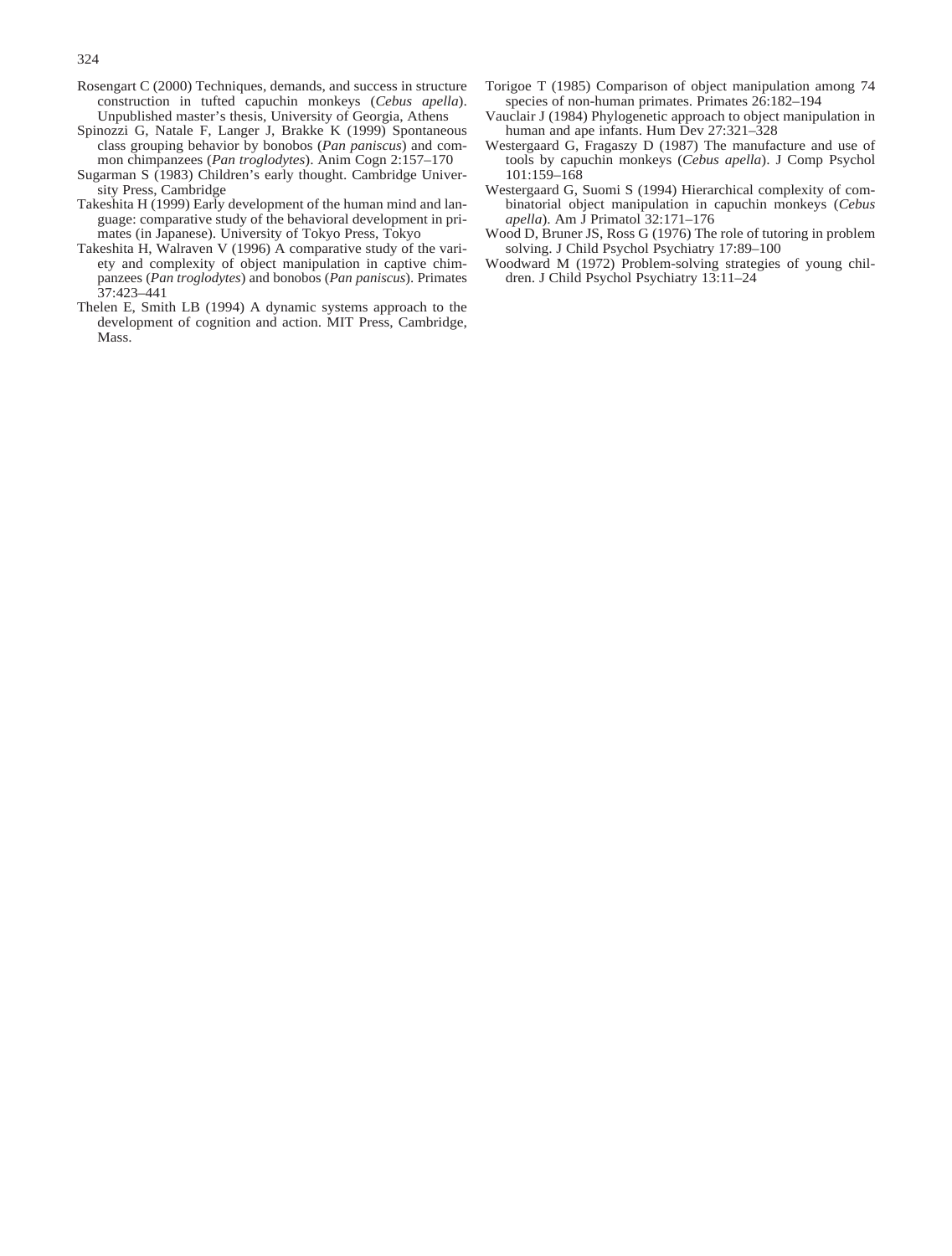Rosengart C (2000) Techniques, demands, and success in structure construction in tufted capuchin monkeys (*Cebus apella*). Unpublished master's thesis, University of Georgia, Athens

Spinozzi G, Natale F, Langer J, Brakke K (1999) Spontaneous class grouping behavior by bonobos (*Pan paniscus*) and common chimpanzees (*Pan troglodytes*). Anim Cogn 2:157–170

Sugarman S (1983) Children's early thought. Cambridge University Press, Cambridge

Takeshita H (1999) Early development of the human mind and language: comparative study of the behavioral development in primates (in Japanese). University of Tokyo Press, Tokyo

Takeshita H, Walraven V (1996) A comparative study of the variety and complexity of object manipulation in captive chimpanzees (*Pan troglodytes*) and bonobos (*Pan paniscus*). Primates 37:423–441

Thelen E, Smith LB (1994) A dynamic systems approach to the development of cognition and action. MIT Press, Cambridge, Mass.

Torigoe T (1985) Comparison of object manipulation among 74 species of non-human primates. Primates 26:182–194

Vauclair J (1984) Phylogenetic approach to object manipulation in human and ape infants. Hum Dev 27:321–328

Westergaard G, Fragaszy D (1987) The manufacture and use of tools by capuchin monkeys (*Cebus apella*). J Comp Psychol 101:159–168

Westergaard G, Suomi S (1994) Hierarchical complexity of combinatorial object manipulation in capuchin monkeys (*Cebus apella*). Am J Primatol 32:171–176

Wood D, Bruner JS, Ross G (1976) The role of tutoring in problem solving. J Child Psychol Psychiatry 17:89–100

Woodward M (1972) Problem-solving strategies of young children. J Child Psychol Psychiatry 13:11–24